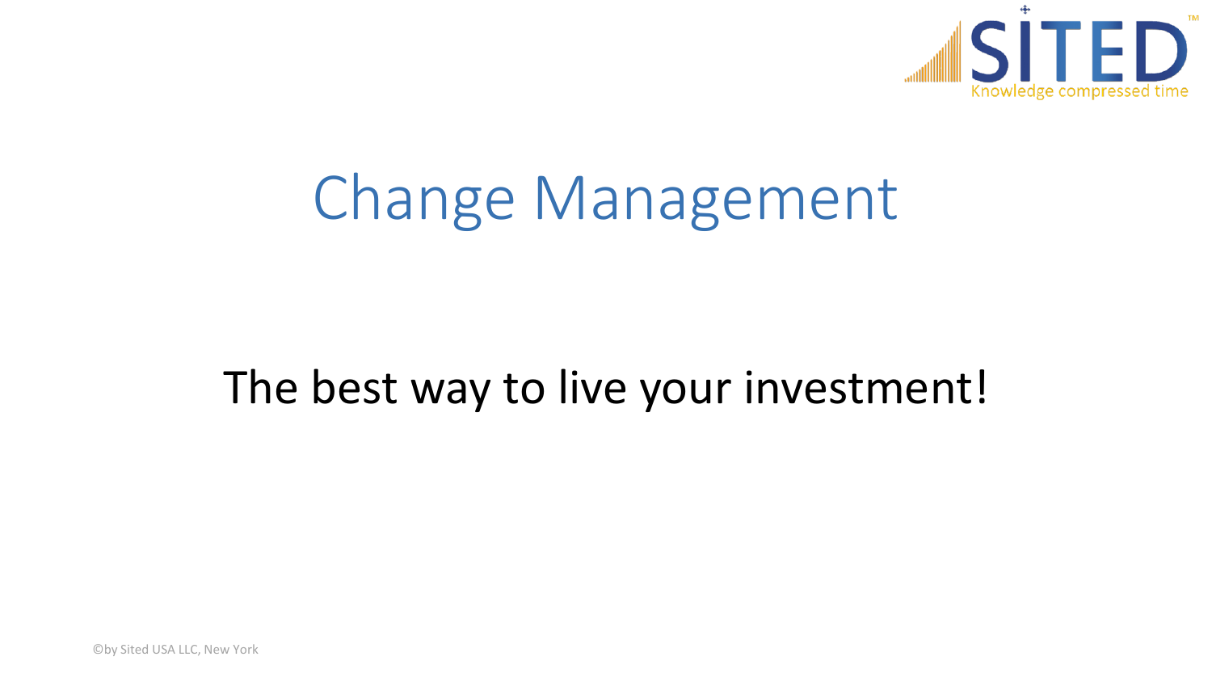# Change Management

The best way to live your investment!

©by Sited USA LLC, New York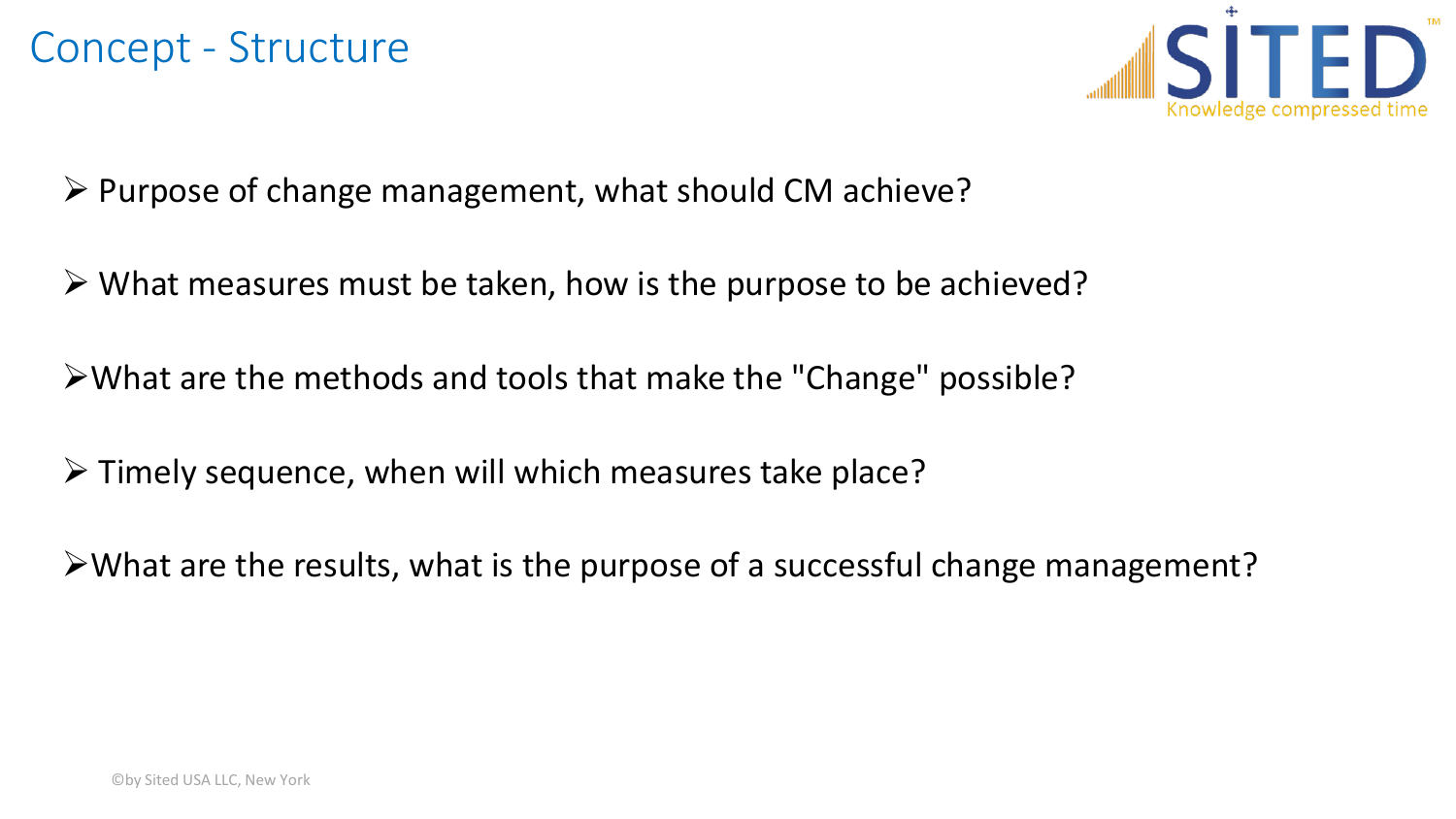# Concept - Structure

- Purpose of change management, what should CM achieve?
- What measures must be taken, how is the purpose to be achieved?
- What are the methods and tools that make the "Change" possible?
- Timely sequence, when will which measures take place?
- What are the results, what is the purpose of a successful change management?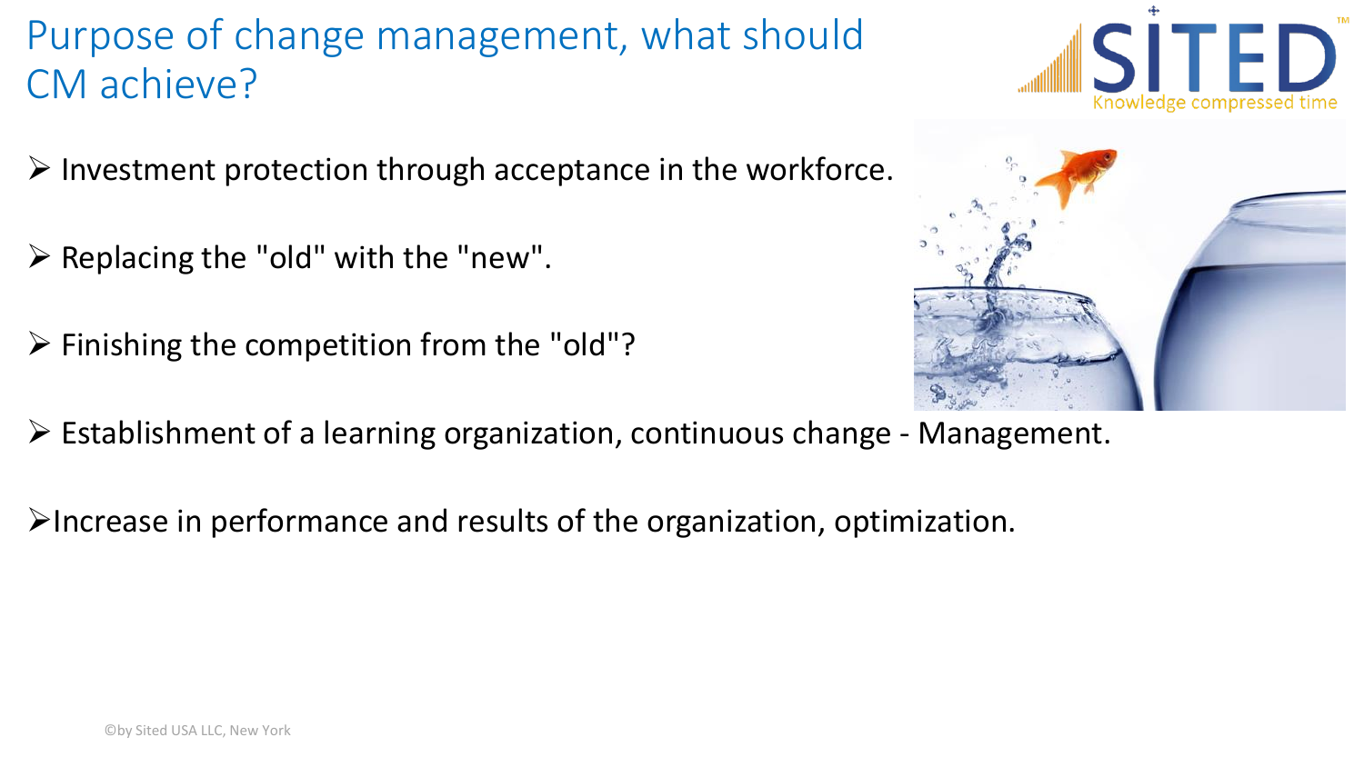# Purpose of change management, what should CM achieve?

- Investment protection through acceptance in the workforce.
- Replacing the "old" with the "new".
- Finishing the competition from the "old"?
- Establishment of a learning organization, continuous change - Management.
- Increase in performance and results of the organization, optimization.

©by Sited USA LLC, New York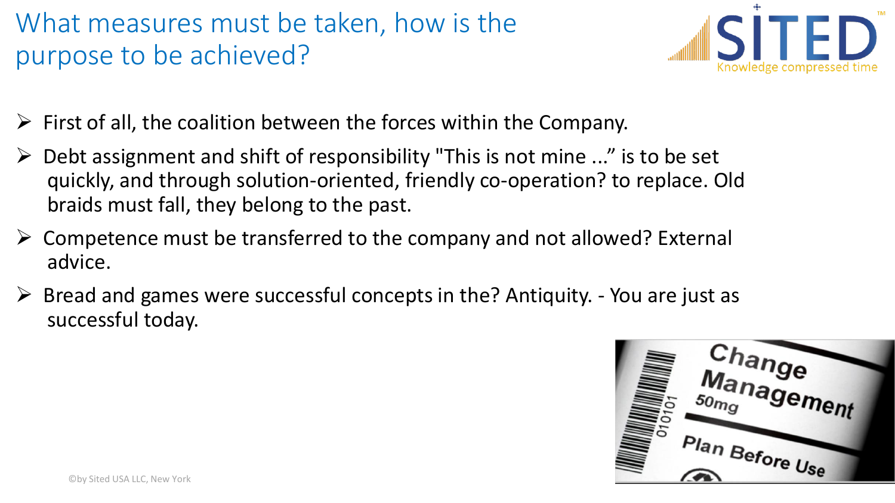# What measures must be taken, how is the purpose to be achieved?

- First of all, the coalition between the forces within the Company.
- Debt assignment and shift of responsibility "This is not mine ..." is to be set quickly, and through solution-oriented, friendly co-operation? to replace. Old braids must fall, they belong to the past.
- Competence must be transferred to the company and not allowed? External advice.
- Bread and games were successful concepts in the? Antiquity. - You are just as successful today.

©by Sited USA LLC, New York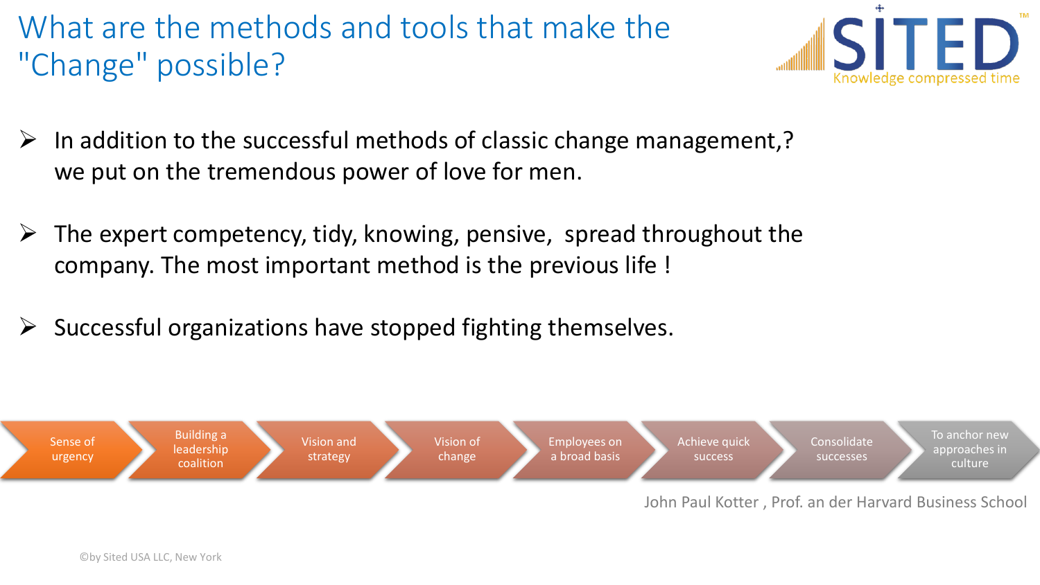# What are the methods and tools that make the "Change" possible?

SITED™
Knowledge compressed time

- In addition to the successful methods of classic change management,? we put on the tremendous power of love for men.
- The expert competency, tidy, knowing, pensive, spread throughout the company. The most important method is the previous life !
- Successful organizations have stopped fighting themselves.

Sense of urgency → Building a leadership coalition → Vision and strategy → Vision of change → Employees on a broad basis → Achieve quick success → Consolidate successes → To anchor new approaches in culture

John Paul Kotter , Prof. an der Harvard Business School

©by Sited USA LLC, New York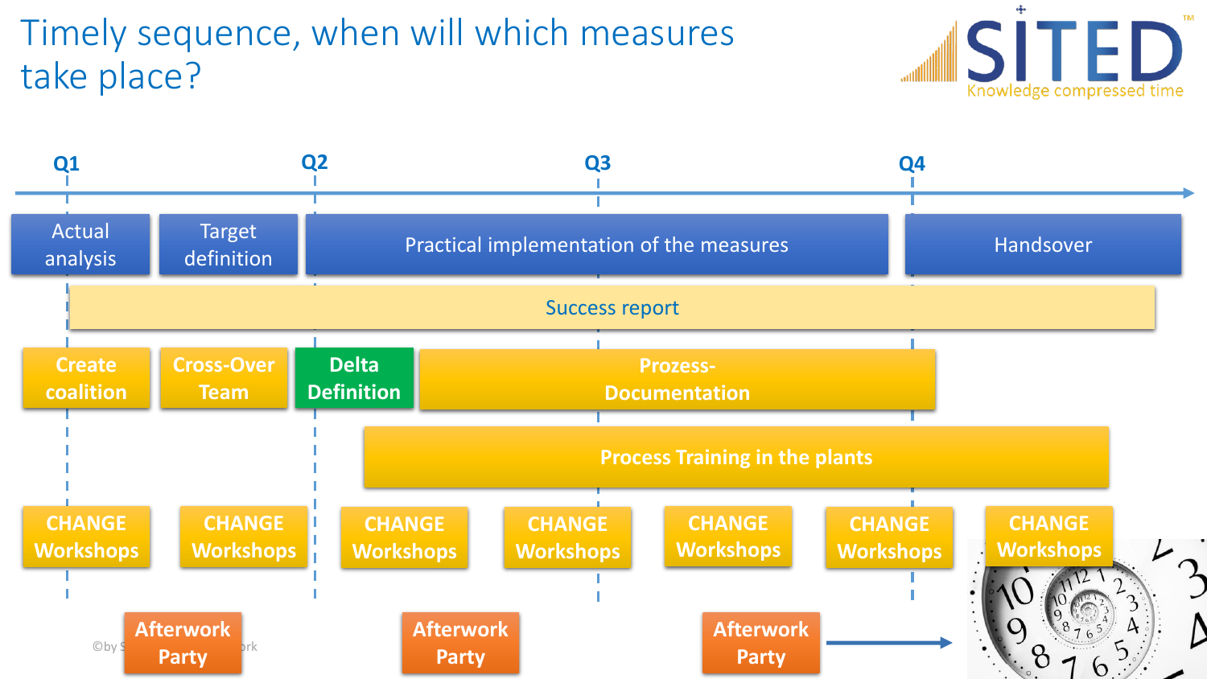# Timely sequence, when will which measures take place?

**Q1** | **Q2** | **Q3** | **Q4**

- Actual analysis
- Target definition
- Practical implementation of the measures
- Handsover
- Success report
- Create coalition
- Cross-Over Team
- Delta Definition
- Prozess-Documentation
- Process Training in the plants
- CHANGE Workshops
- CHANGE Workshops
- CHANGE Workshops
- CHANGE Workshops
- CHANGE Workshops
- CHANGE Workshops
- CHANGE Workshops
- Afterwork Party
- Afterwork Party
- Afterwork Party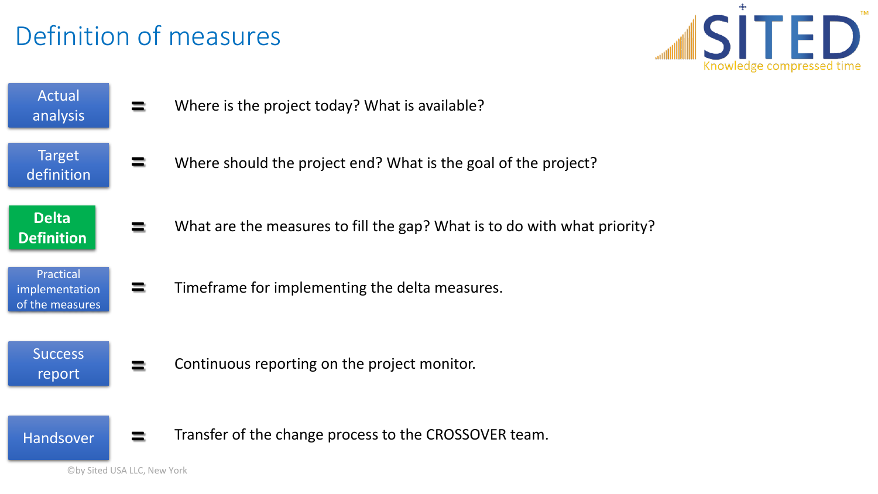# Definition of measures

| | | |
|---|---|---|
| Actual analysis | = | Where is the project today? What is available? |
| Target definition | = | Where should the project end? What is the goal of the project? |
| **Delta Definition** | = | What are the measures to fill the gap? What is to do with what priority? |
| Practical implementation of the measures | = | Timeframe for implementing the delta measures. |
| Success report | = | Continuous reporting on the project monitor. |
| Handsover | = | Transfer of the change process to the CROSSOVER team. |

©by Sited USA LLC, New York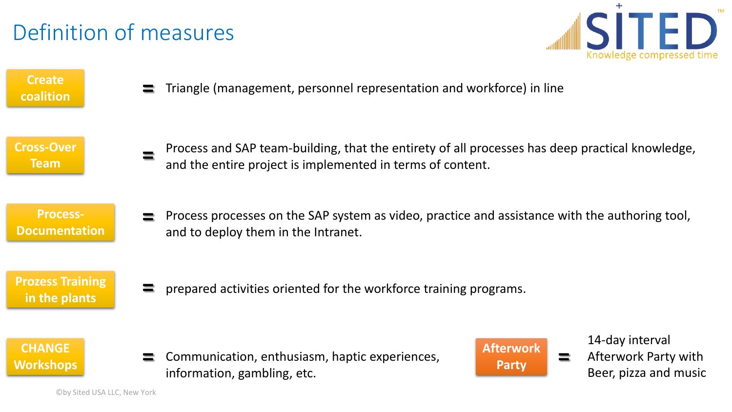# Definition of measures

SITED™
Knowledge compressed time

**Create coalition** = Triangle (management, personnel representation and workforce) in line

**Cross-Over Team** = Process and SAP team-building, that the entirety of all processes has deep practical knowledge, and the entire project is implemented in terms of content.

**Process-Documentation** = Process processes on the SAP system as video, practice and assistance with the authoring tool, and to deploy them in the Intranet.

**Prozess Training in the plants** = prepared activities oriented for the workforce training programs.

**CHANGE Workshops** = Communication, enthusiasm, haptic experiences, information, gambling, etc.

**Afterwork Party** = 14-day interval Afterwork Party with Beer, pizza and music

©by Sited USA LLC, New York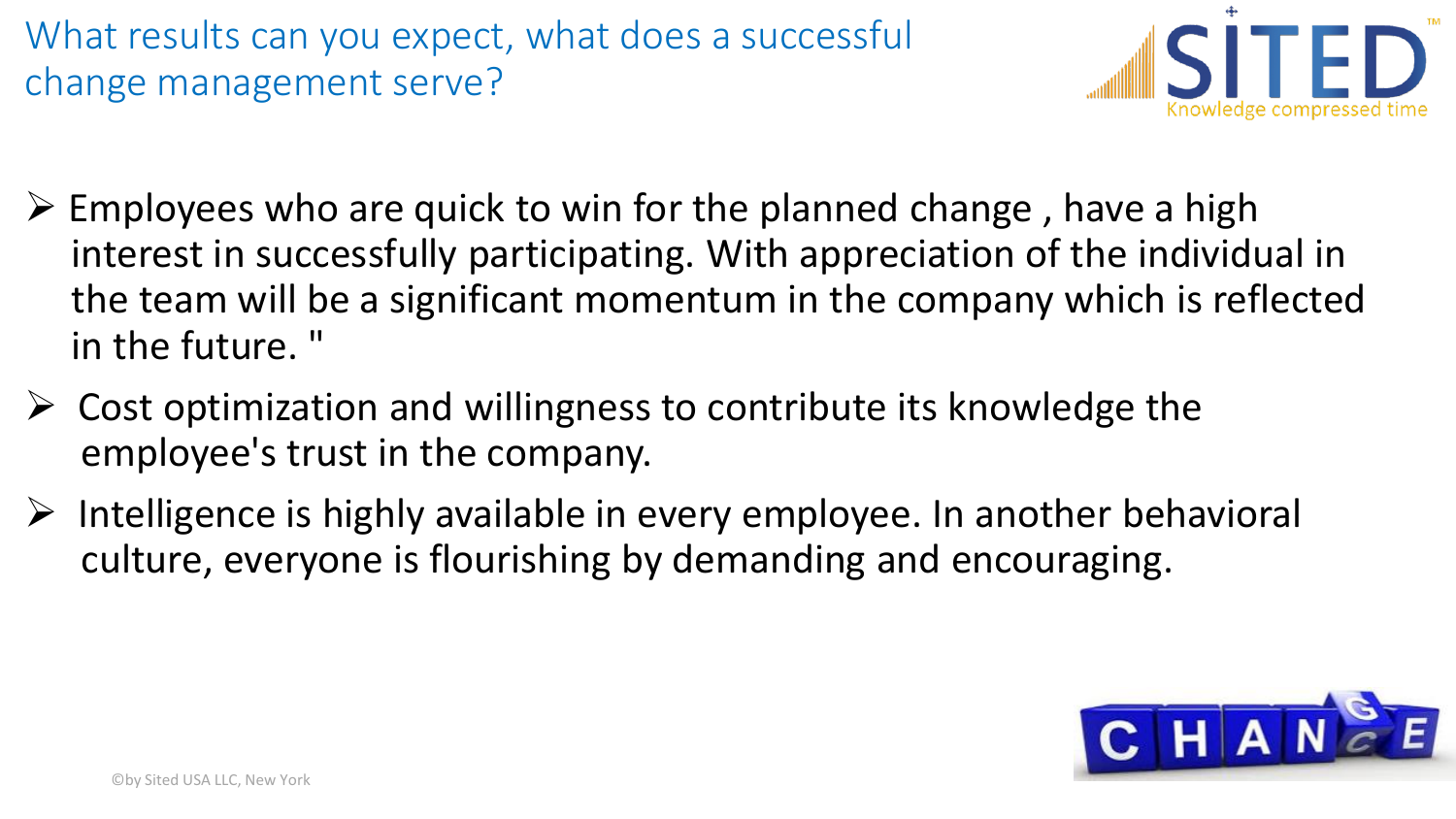# What results can you expect, what does a successful change management serve?

- Employees who are quick to win for the planned change , have a high interest in successfully participating. With appreciation of the individual in the team will be a significant momentum in the company which is reflected in the future. "
- Cost optimization and willingness to contribute its knowledge the employee's trust in the company.
- Intelligence is highly available in every employee. In another behavioral culture, everyone is flourishing by demanding and encouraging.